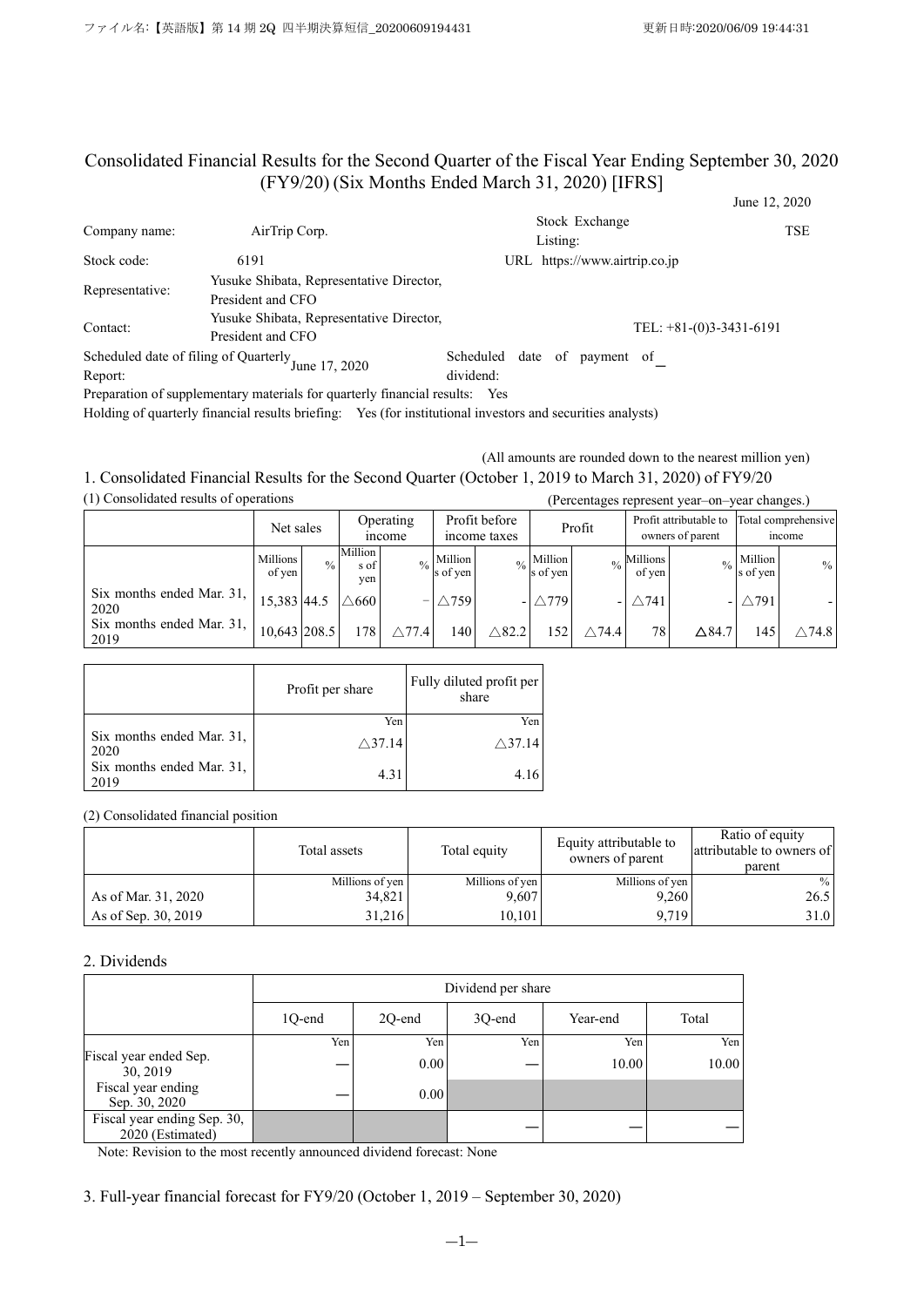# Consolidated Financial Results for the Second Quarter of the Fiscal Year Ending September 30, 2020 (FY9/20) (Six Months Ended March 31, 2020) [IFRS]

June 12, 2020

| | | | |
|---|---|---|---|
| Company name: | AirTrip Corp. | Stock Exchange Listing: | TSE |
| Stock code: | 6191 | URL | https://www.airtrip.co.jp |
| Representative: | Yusuke Shibata, Representative Director, President and CFO | | |
| Contact: | Yusuke Shibata, Representative Director, President and CFO | | TEL: +81-(0)3-3431-6191 |
| Scheduled date of filing of Quarterly Report: | June 17, 2020 | Scheduled date of payment of dividend: | ― |

Preparation of supplementary materials for quarterly financial results: Yes

Holding of quarterly financial results briefing: Yes (for institutional investors and securities analysts)

(All amounts are rounded down to the nearest million yen)

## 1. Consolidated Financial Results for the Second Quarter (October 1, 2019 to March 31, 2020) of FY9/20

(1) Consolidated results of operations

(Percentages represent year–on–year changes.)

| | Net sales | | Operating income | | Profit before income taxes | | Profit | | Profit attributable to owners of parent | | Total comprehensive income | |
|---|---|---|---|---|---|---|---|---|---|---|---|---|
| | Millions of yen | % | Millions of yen | % | Millions of yen | % | Millions of yen | % | Millions of yen | % | Millions of yen | % |
| Six months ended Mar. 31, 2020 | 15,383 | 44.5 | △660 | – | △759 | - | △779 | - | △741 | - | △791 | - |
| Six months ended Mar. 31, 2019 | 10,643 | 208.5 | 178 | △77.4 | 140 | △82.2 | 152 | △74.4 | 78 | △84.7 | 145 | △74.8 |

| | Profit per share | Fully diluted profit per share |
|---|---|---|
| | Yen | Yen |
| Six months ended Mar. 31, 2020 | △37.14 | △37.14 |
| Six months ended Mar. 31, 2019 | 4.31 | 4.16 |

(2) Consolidated financial position

| | Total assets | Total equity | Equity attributable to owners of parent | Ratio of equity attributable to owners of parent |
|---|---|---|---|---|
| | Millions of yen | Millions of yen | Millions of yen | % |
| As of Mar. 31, 2020 | 34,821 | 9,607 | 9,260 | 26.5 |
| As of Sep. 30, 2019 | 31,216 | 10,101 | 9,719 | 31.0 |

## 2. Dividends

| | Dividend per share | | | | |
|---|---|---|---|---|---|
| | 1Q-end | 2Q-end | 3Q-end | Year-end | Total |
| | Yen | Yen | Yen | Yen | Yen |
| Fiscal year ended Sep. 30, 2019 | ― | 0.00 | ― | 10.00 | 10.00 |
| Fiscal year ending Sep. 30, 2020 | ― | 0.00 | | | |
| Fiscal year ending Sep. 30, 2020 (Estimated) | | | ― | ― | ― |

Note: Revision to the most recently announced dividend forecast: None

## 3. Full-year financial forecast for FY9/20 (October 1, 2019 – September 30, 2020)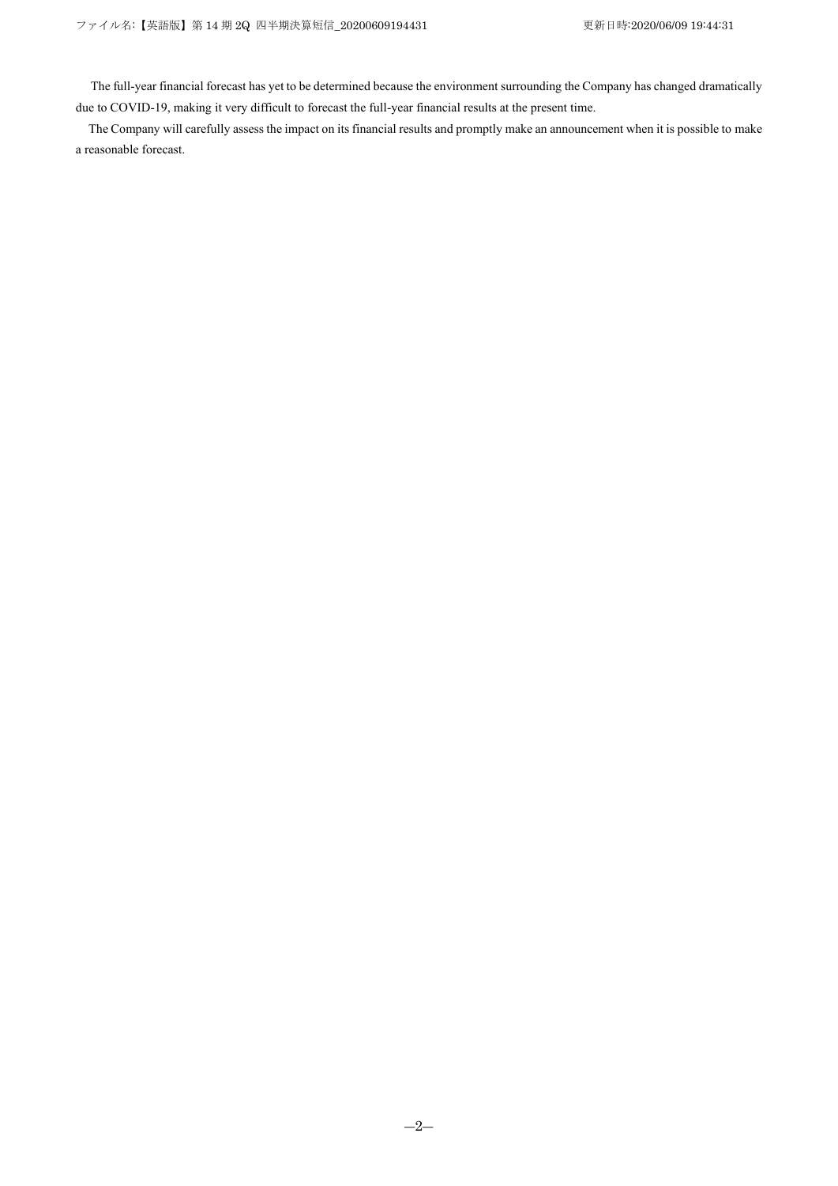The full-year financial forecast has yet to be determined because the environment surrounding the Company has changed dramatically due to COVID-19, making it very difficult to forecast the full-year financial results at the present time.

The Company will carefully assess the impact on its financial results and promptly make an announcement when it is possible to make a reasonable forecast.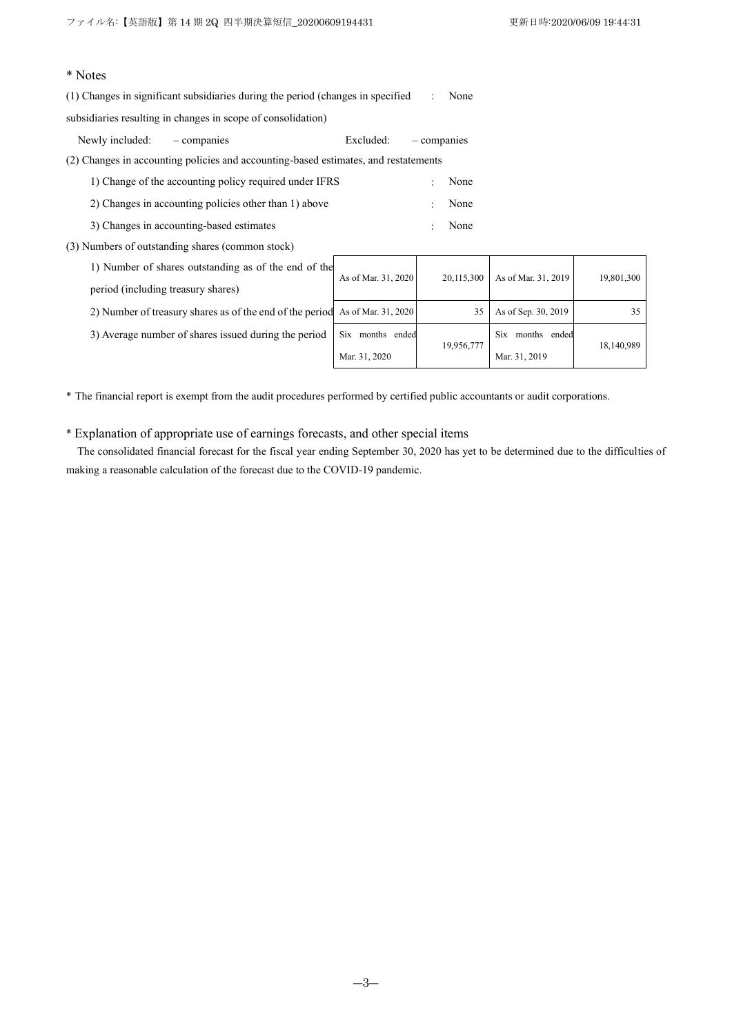\* Notes

(1) Changes in significant subsidiaries during the period (changes in specified subsidiaries resulting in changes in scope of consolidation) : None

Newly included: – companies Excluded: – companies

(2) Changes in accounting policies and accounting-based estimates, and restatements

1) Change of the accounting policy required under IFRS : None

2) Changes in accounting policies other than 1) above : None

3) Changes in accounting-based estimates : None

(3) Numbers of outstanding shares (common stock)

| | | | | |
|---|---|---|---|---|
| 1) Number of shares outstanding as of the end of the period (including treasury shares) | As of Mar. 31, 2020 | 20,115,300 | As of Mar. 31, 2019 | 19,801,300 |
| 2) Number of treasury shares as of the end of the period | As of Mar. 31, 2020 | 35 | As of Sep. 30, 2019 | 35 |
| 3) Average number of shares issued during the period | Six months ended Mar. 31, 2020 | 19,956,777 | Six months ended Mar. 31, 2019 | 18,140,989 |

\* The financial report is exempt from the audit procedures performed by certified public accountants or audit corporations.

\* Explanation of appropriate use of earnings forecasts, and other special items

The consolidated financial forecast for the fiscal year ending September 30, 2020 has yet to be determined due to the difficulties of making a reasonable calculation of the forecast due to the COVID-19 pandemic.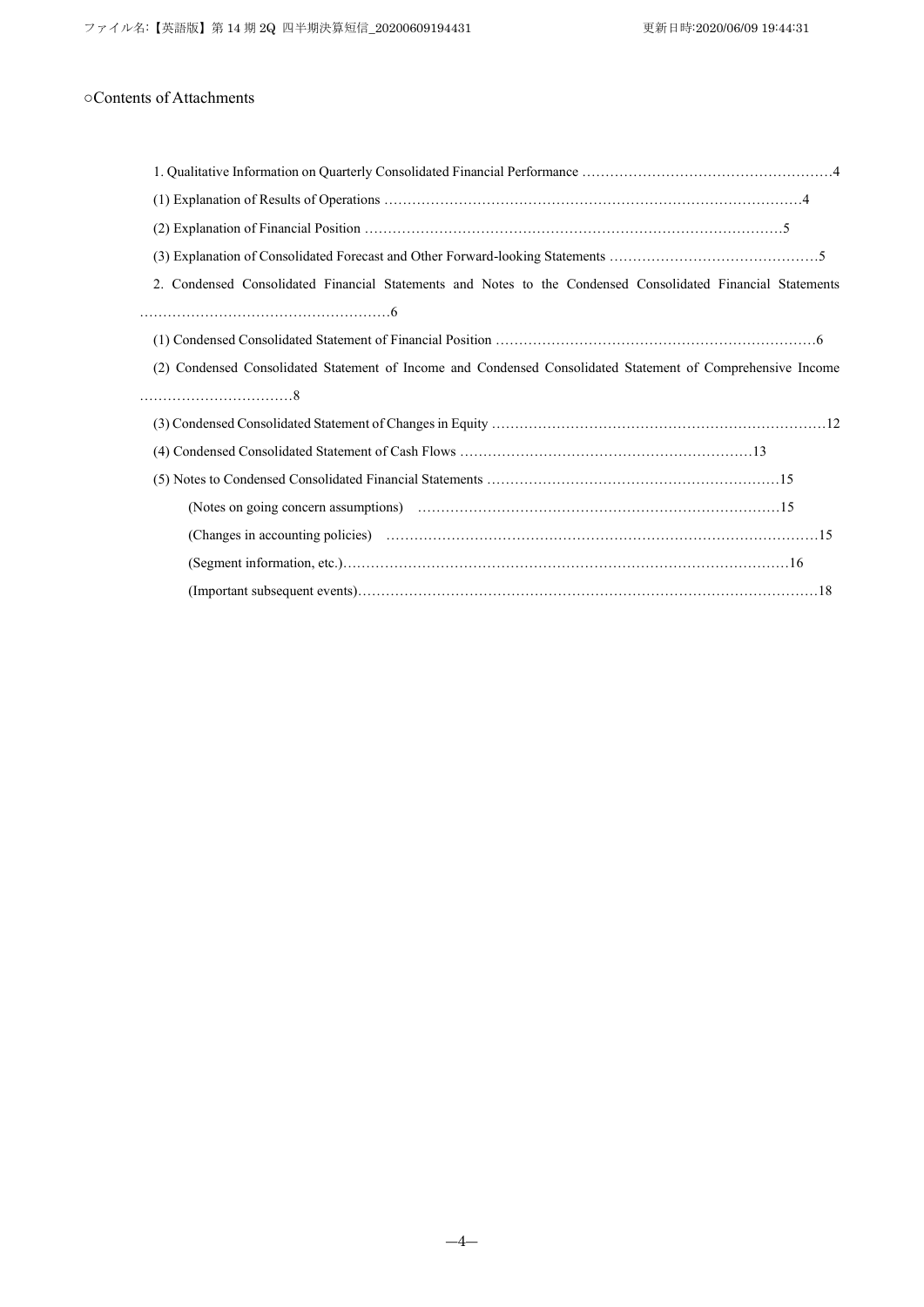○Contents of Attachments

1. Qualitative Information on Quarterly Consolidated Financial Performance ……………………………………………4

(1) Explanation of Results of Operations ……………………………………………………………………………4

(2) Explanation of Financial Position ……………………………………………………………………………5

(3) Explanation of Consolidated Forecast and Other Forward-looking Statements ………………………………………5

2. Condensed Consolidated Financial Statements and Notes to the Condensed Consolidated Financial Statements ………………………………………………6

(1) Condensed Consolidated Statement of Financial Position ……………………………………………………………6

(2) Condensed Consolidated Statement of Income and Condensed Consolidated Statement of Comprehensive Income ……………………………8

(3) Condensed Consolidated Statement of Changes in Equity ………………………………………………………………12

(4) Condensed Consolidated Statement of Cash Flows ………………………………………………………13

(5) Notes to Condensed Consolidated Financial Statements ……………………………………………………15

(Notes on going concern assumptions) ……………………………………………………………………15

(Changes in accounting policies) ……………………………………………………………………………15

(Segment information, etc.)………………………………………………………………………………16

(Important subsequent events)…………………………………………………………………………………18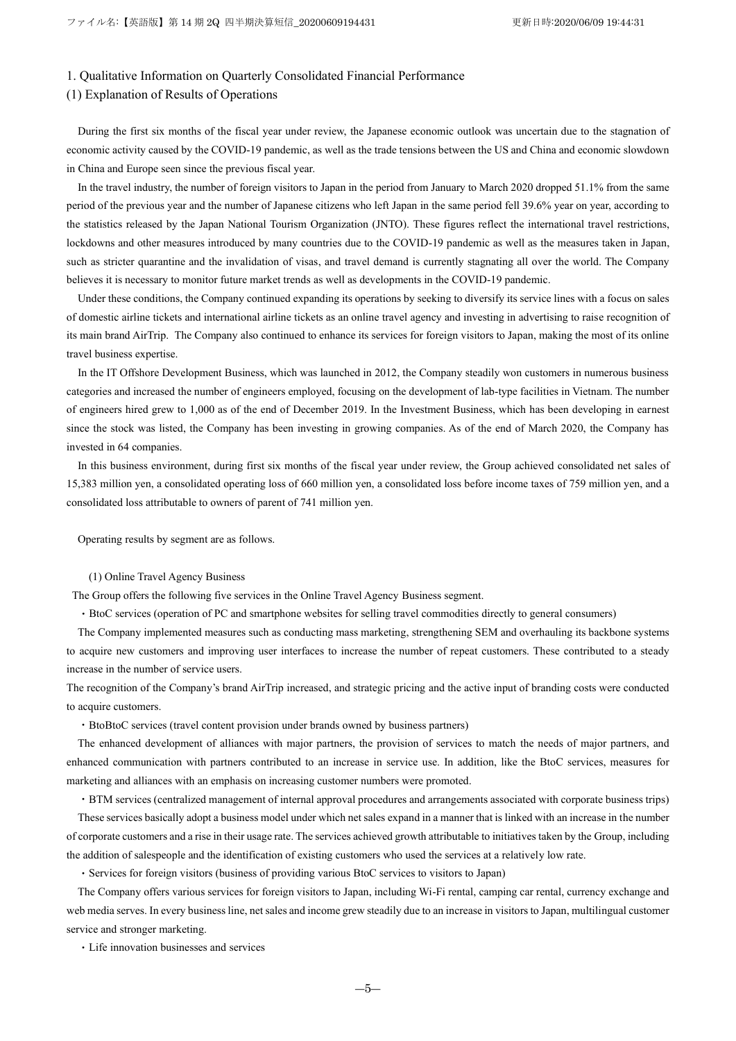## 1. Qualitative Information on Quarterly Consolidated Financial Performance

### (1) Explanation of Results of Operations

During the first six months of the fiscal year under review, the Japanese economic outlook was uncertain due to the stagnation of economic activity caused by the COVID-19 pandemic, as well as the trade tensions between the US and China and economic slowdown in China and Europe seen since the previous fiscal year.

In the travel industry, the number of foreign visitors to Japan in the period from January to March 2020 dropped 51.1% from the same period of the previous year and the number of Japanese citizens who left Japan in the same period fell 39.6% year on year, according to the statistics released by the Japan National Tourism Organization (JNTO). These figures reflect the international travel restrictions, lockdowns and other measures introduced by many countries due to the COVID-19 pandemic as well as the measures taken in Japan, such as stricter quarantine and the invalidation of visas, and travel demand is currently stagnating all over the world. The Company believes it is necessary to monitor future market trends as well as developments in the COVID-19 pandemic.

Under these conditions, the Company continued expanding its operations by seeking to diversify its service lines with a focus on sales of domestic airline tickets and international airline tickets as an online travel agency and investing in advertising to raise recognition of its main brand AirTrip. The Company also continued to enhance its services for foreign visitors to Japan, making the most of its online travel business expertise.

In the IT Offshore Development Business, which was launched in 2012, the Company steadily won customers in numerous business categories and increased the number of engineers employed, focusing on the development of lab-type facilities in Vietnam. The number of engineers hired grew to 1,000 as of the end of December 2019. In the Investment Business, which has been developing in earnest since the stock was listed, the Company has been investing in growing companies. As of the end of March 2020, the Company has invested in 64 companies.

In this business environment, during first six months of the fiscal year under review, the Group achieved consolidated net sales of 15,383 million yen, a consolidated operating loss of 660 million yen, a consolidated loss before income taxes of 759 million yen, and a consolidated loss attributable to owners of parent of 741 million yen.

Operating results by segment are as follows.

(1) Online Travel Agency Business

The Group offers the following five services in the Online Travel Agency Business segment.

・BtoC services (operation of PC and smartphone websites for selling travel commodities directly to general consumers)

The Company implemented measures such as conducting mass marketing, strengthening SEM and overhauling its backbone systems to acquire new customers and improving user interfaces to increase the number of repeat customers. These contributed to a steady increase in the number of service users.

The recognition of the Company's brand AirTrip increased, and strategic pricing and the active input of branding costs were conducted to acquire customers.

・BtoBtoC services (travel content provision under brands owned by business partners)

The enhanced development of alliances with major partners, the provision of services to match the needs of major partners, and enhanced communication with partners contributed to an increase in service use. In addition, like the BtoC services, measures for marketing and alliances with an emphasis on increasing customer numbers were promoted.

・BTM services (centralized management of internal approval procedures and arrangements associated with corporate business trips)

These services basically adopt a business model under which net sales expand in a manner that is linked with an increase in the number of corporate customers and a rise in their usage rate. The services achieved growth attributable to initiatives taken by the Group, including the addition of salespeople and the identification of existing customers who used the services at a relatively low rate.

・Services for foreign visitors (business of providing various BtoC services to visitors to Japan)

The Company offers various services for foreign visitors to Japan, including Wi-Fi rental, camping car rental, currency exchange and web media serves. In every business line, net sales and income grew steadily due to an increase in visitors to Japan, multilingual customer service and stronger marketing.

・Life innovation businesses and services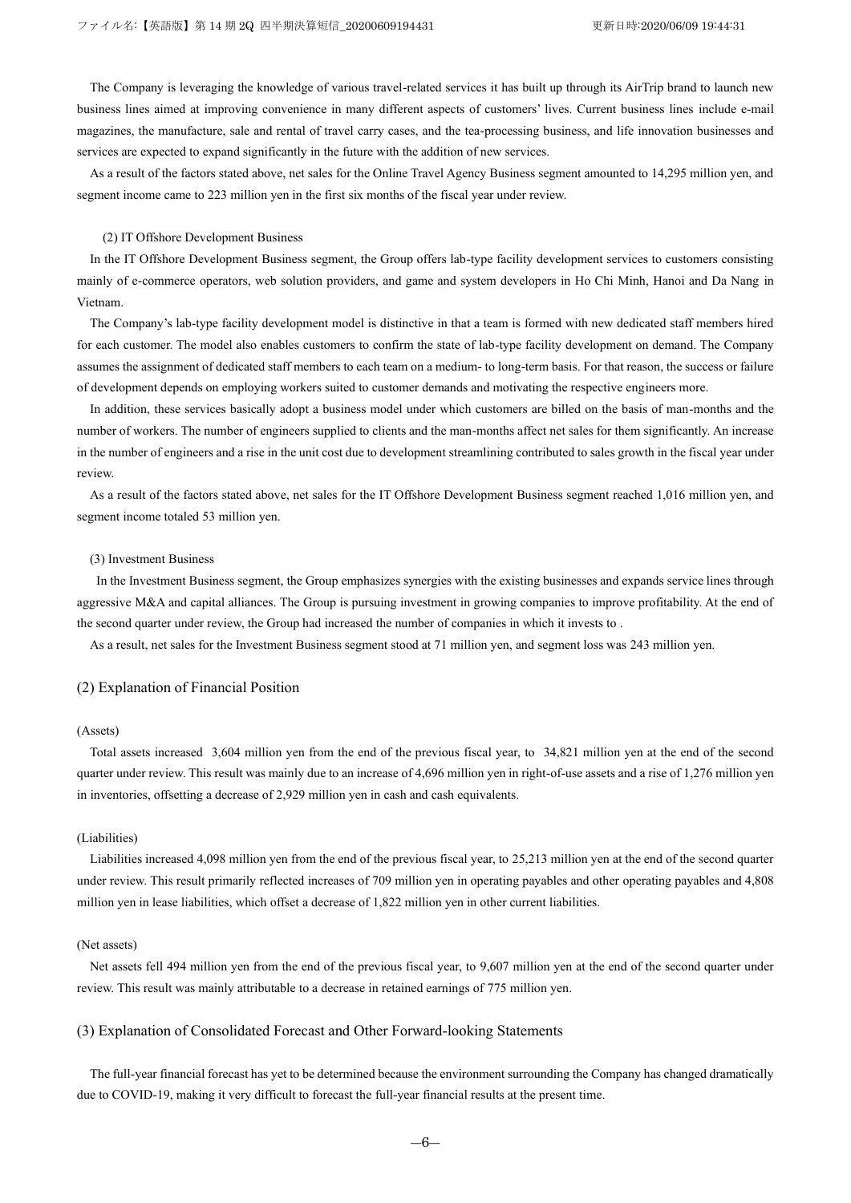The Company is leveraging the knowledge of various travel-related services it has built up through its AirTrip brand to launch new business lines aimed at improving convenience in many different aspects of customers' lives. Current business lines include e-mail magazines, the manufacture, sale and rental of travel carry cases, and the tea-processing business, and life innovation businesses and services are expected to expand significantly in the future with the addition of new services.

As a result of the factors stated above, net sales for the Online Travel Agency Business segment amounted to 14,295 million yen, and segment income came to 223 million yen in the first six months of the fiscal year under review.

(2) IT Offshore Development Business

In the IT Offshore Development Business segment, the Group offers lab-type facility development services to customers consisting mainly of e-commerce operators, web solution providers, and game and system developers in Ho Chi Minh, Hanoi and Da Nang in Vietnam.

The Company's lab-type facility development model is distinctive in that a team is formed with new dedicated staff members hired for each customer. The model also enables customers to confirm the state of lab-type facility development on demand. The Company assumes the assignment of dedicated staff members to each team on a medium- to long-term basis. For that reason, the success or failure of development depends on employing workers suited to customer demands and motivating the respective engineers more.

In addition, these services basically adopt a business model under which customers are billed on the basis of man-months and the number of workers. The number of engineers supplied to clients and the man-months affect net sales for them significantly. An increase in the number of engineers and a rise in the unit cost due to development streamlining contributed to sales growth in the fiscal year under review.

As a result of the factors stated above, net sales for the IT Offshore Development Business segment reached 1,016 million yen, and segment income totaled 53 million yen.

(3) Investment Business

In the Investment Business segment, the Group emphasizes synergies with the existing businesses and expands service lines through aggressive M&A and capital alliances. The Group is pursuing investment in growing companies to improve profitability. At the end of the second quarter under review, the Group had increased the number of companies in which it invests to .

As a result, net sales for the Investment Business segment stood at 71 million yen, and segment loss was 243 million yen.

## (2) Explanation of Financial Position

(Assets)

Total assets increased 3,604 million yen from the end of the previous fiscal year, to 34,821 million yen at the end of the second quarter under review. This result was mainly due to an increase of 4,696 million yen in right-of-use assets and a rise of 1,276 million yen in inventories, offsetting a decrease of 2,929 million yen in cash and cash equivalents.

(Liabilities)

Liabilities increased 4,098 million yen from the end of the previous fiscal year, to 25,213 million yen at the end of the second quarter under review. This result primarily reflected increases of 709 million yen in operating payables and other operating payables and 4,808 million yen in lease liabilities, which offset a decrease of 1,822 million yen in other current liabilities.

(Net assets)

Net assets fell 494 million yen from the end of the previous fiscal year, to 9,607 million yen at the end of the second quarter under review. This result was mainly attributable to a decrease in retained earnings of 775 million yen.

## (3) Explanation of Consolidated Forecast and Other Forward-looking Statements

The full-year financial forecast has yet to be determined because the environment surrounding the Company has changed dramatically due to COVID-19, making it very difficult to forecast the full-year financial results at the present time.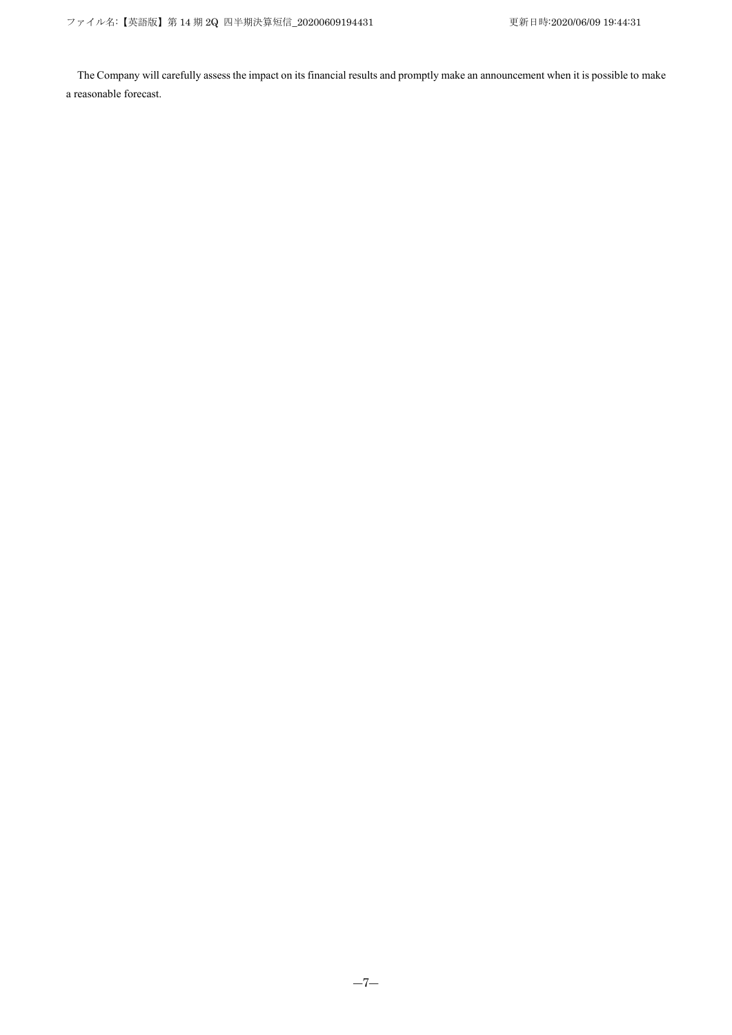The Company will carefully assess the impact on its financial results and promptly make an announcement when it is possible to make a reasonable forecast.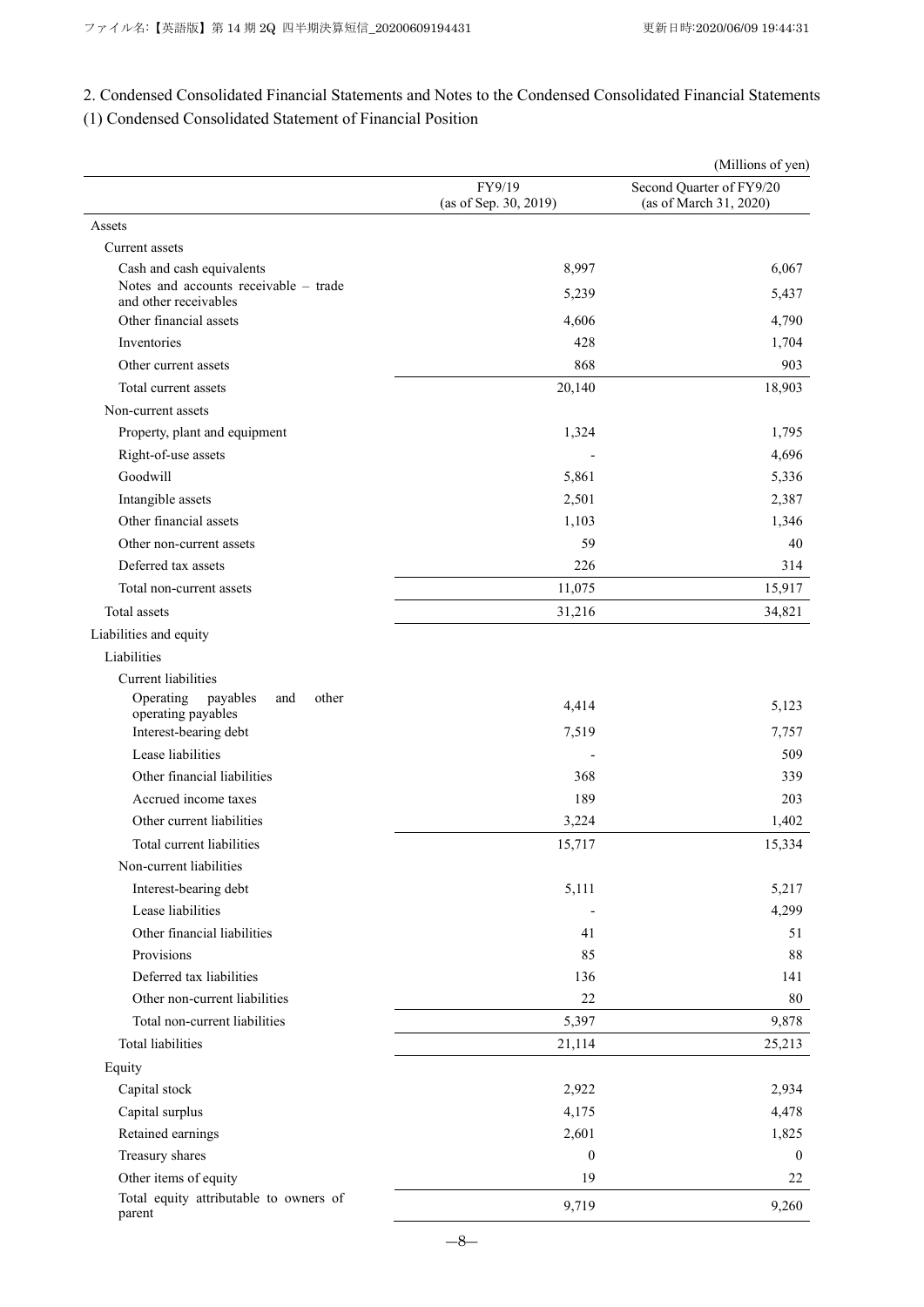## 2. Condensed Consolidated Financial Statements and Notes to the Condensed Consolidated Financial Statements

### (1) Condensed Consolidated Statement of Financial Position

(Millions of yen)

| | FY9/19 (as of Sep. 30, 2019) | Second Quarter of FY9/20 (as of March 31, 2020) |
|---|---|---|
| Assets | | |
| Current assets | | |
| Cash and cash equivalents | 8,997 | 6,067 |
| Notes and accounts receivable – trade and other receivables | 5,239 | 5,437 |
| Other financial assets | 4,606 | 4,790 |
| Inventories | 428 | 1,704 |
| Other current assets | 868 | 903 |
| Total current assets | 20,140 | 18,903 |
| Non-current assets | | |
| Property, plant and equipment | 1,324 | 1,795 |
| Right-of-use assets | - | 4,696 |
| Goodwill | 5,861 | 5,336 |
| Intangible assets | 2,501 | 2,387 |
| Other financial assets | 1,103 | 1,346 |
| Other non-current assets | 59 | 40 |
| Deferred tax assets | 226 | 314 |
| Total non-current assets | 11,075 | 15,917 |
| Total assets | 31,216 | 34,821 |
| Liabilities and equity | | |
| Liabilities | | |
| Current liabilities | | |
| Operating payables and other operating payables | 4,414 | 5,123 |
| Interest-bearing debt | 7,519 | 7,757 |
| Lease liabilities | - | 509 |
| Other financial liabilities | 368 | 339 |
| Accrued income taxes | 189 | 203 |
| Other current liabilities | 3,224 | 1,402 |
| Total current liabilities | 15,717 | 15,334 |
| Non-current liabilities | | |
| Interest-bearing debt | 5,111 | 5,217 |
| Lease liabilities | - | 4,299 |
| Other financial liabilities | 41 | 51 |
| Provisions | 85 | 88 |
| Deferred tax liabilities | 136 | 141 |
| Other non-current liabilities | 22 | 80 |
| Total non-current liabilities | 5,397 | 9,878 |
| Total liabilities | 21,114 | 25,213 |
| Equity | | |
| Capital stock | 2,922 | 2,934 |
| Capital surplus | 4,175 | 4,478 |
| Retained earnings | 2,601 | 1,825 |
| Treasury shares | 0 | 0 |
| Other items of equity | 19 | 22 |
| Total equity attributable to owners of parent | 9,719 | 9,260 |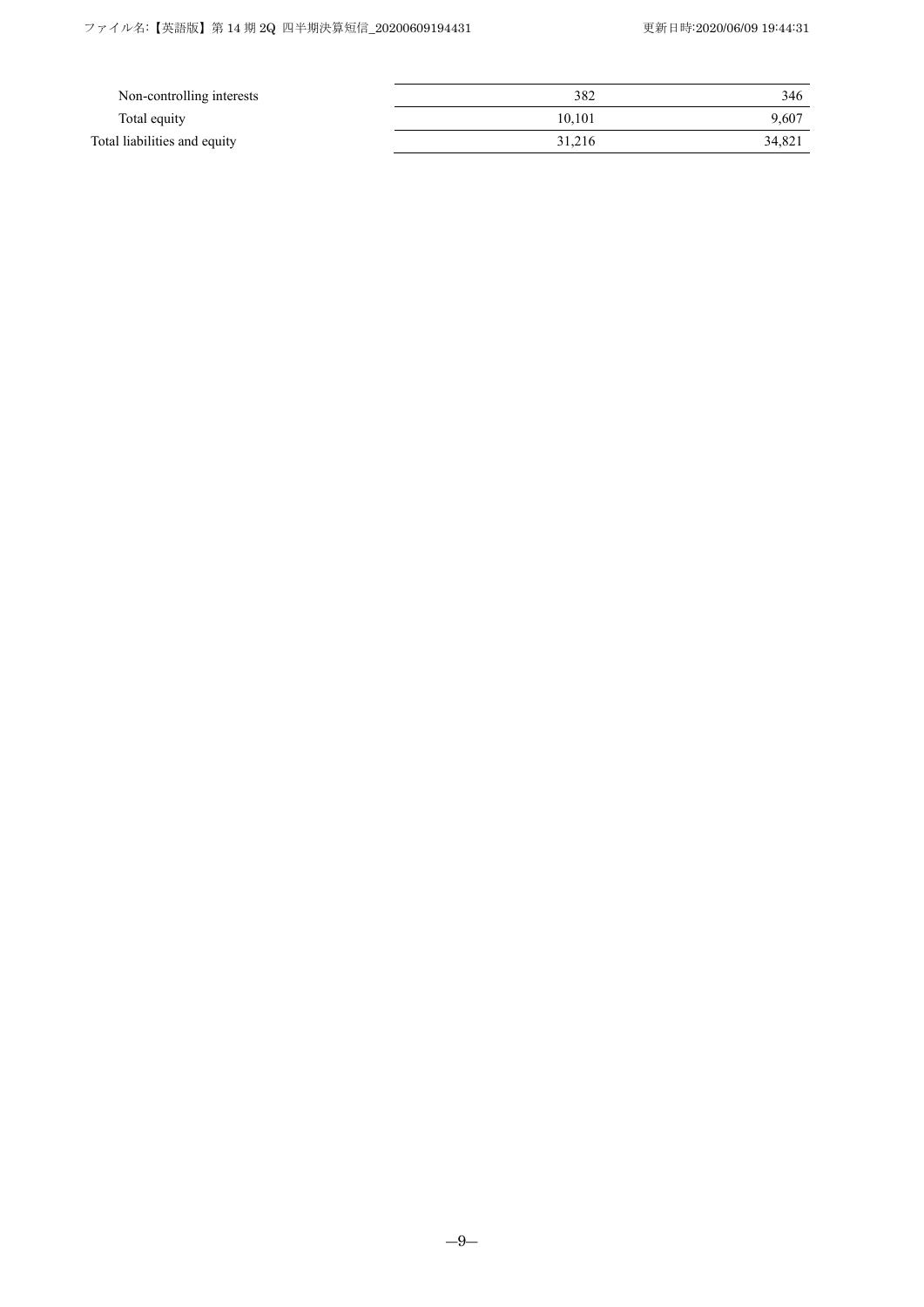| | | |
|---|---|---|
| Non-controlling interests | 382 | 346 |
| Total equity | 10,101 | 9,607 |
| Total liabilities and equity | 31,216 | 34,821 |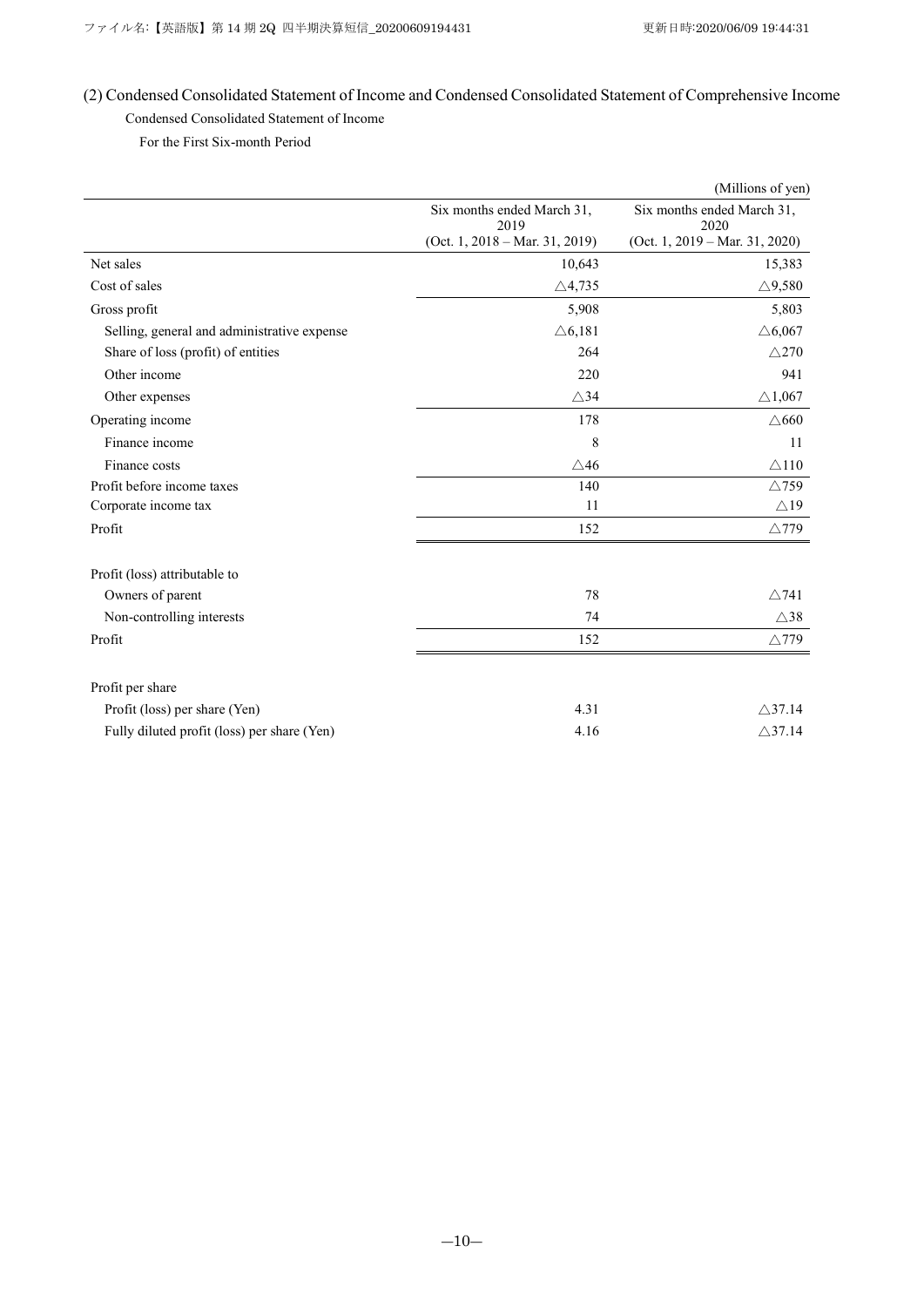## (2) Condensed Consolidated Statement of Income and Condensed Consolidated Statement of Comprehensive Income

### Condensed Consolidated Statement of Income

For the First Six-month Period

(Millions of yen)

| | Six months ended March 31, 2019 (Oct. 1, 2018 – Mar. 31, 2019) | Six months ended March 31, 2020 (Oct. 1, 2019 – Mar. 31, 2020) |
|---|---|---|
| Net sales | 10,643 | 15,383 |
| Cost of sales | △4,735 | △9,580 |
| Gross profit | 5,908 | 5,803 |
| Selling, general and administrative expense | △6,181 | △6,067 |
| Share of loss (profit) of entities | 264 | △270 |
| Other income | 220 | 941 |
| Other expenses | △34 | △1,067 |
| Operating income | 178 | △660 |
| Finance income | 8 | 11 |
| Finance costs | △46 | △110 |
| Profit before income taxes | 140 | △759 |
| Corporate income tax | 11 | △19 |
| Profit | 152 | △779 |
| | | |
| Profit (loss) attributable to | | |
| Owners of parent | 78 | △741 |
| Non-controlling interests | 74 | △38 |
| Profit | 152 | △779 |
| | | |
| Profit per share | | |
| Profit (loss) per share (Yen) | 4.31 | △37.14 |
| Fully diluted profit (loss) per share (Yen) | 4.16 | △37.14 |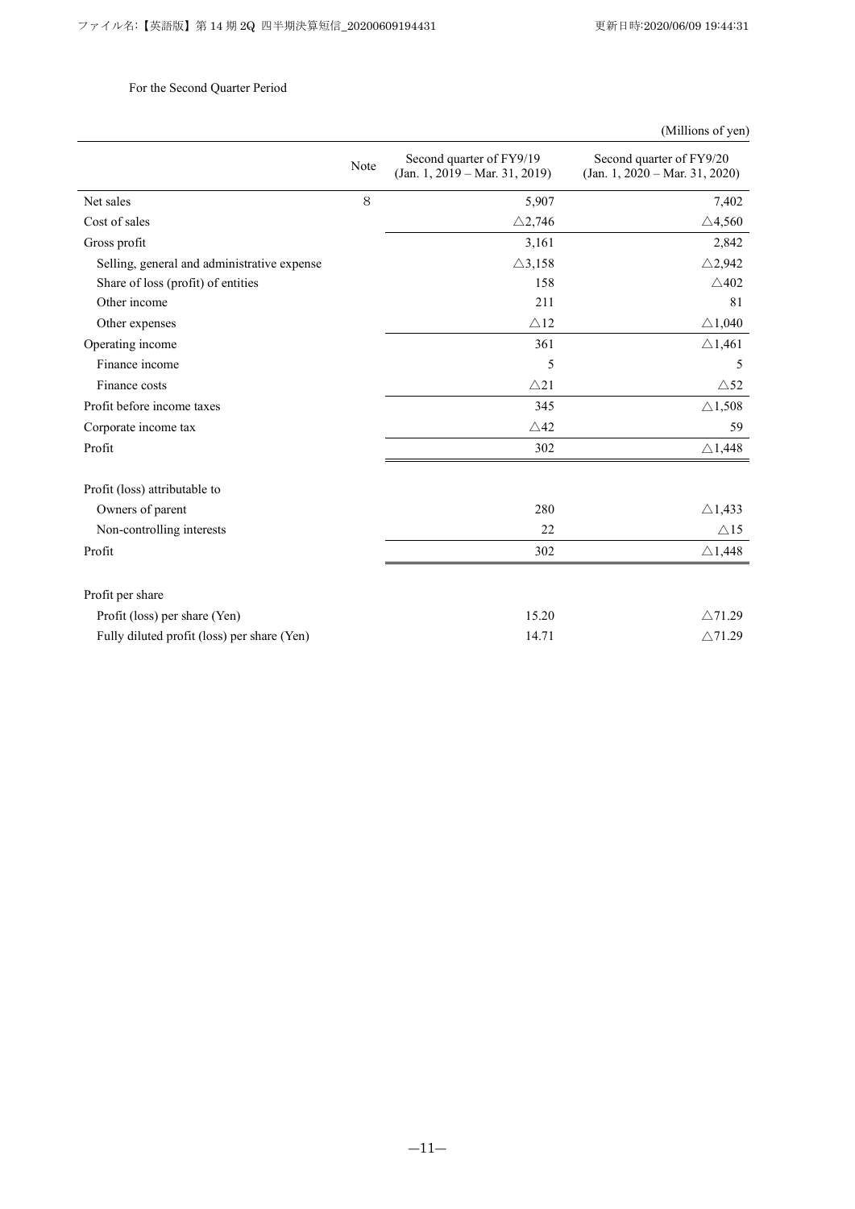For the Second Quarter Period

(Millions of yen)

| | Note | Second quarter of FY9/19 (Jan. 1, 2019 – Mar. 31, 2019) | Second quarter of FY9/20 (Jan. 1, 2020 – Mar. 31, 2020) |
|---|---|---|---|
| Net sales | 8 | 5,907 | 7,402 |
| Cost of sales | | △2,746 | △4,560 |
| Gross profit | | 3,161 | 2,842 |
| Selling, general and administrative expense | | △3,158 | △2,942 |
| Share of loss (profit) of entities | | 158 | △402 |
| Other income | | 211 | 81 |
| Other expenses | | △12 | △1,040 |
| Operating income | | 361 | △1,461 |
| Finance income | | 5 | 5 |
| Finance costs | | △21 | △52 |
| Profit before income taxes | | 345 | △1,508 |
| Corporate income tax | | △42 | 59 |
| Profit | | 302 | △1,448 |
| | | | |
| Profit (loss) attributable to | | | |
| Owners of parent | | 280 | △1,433 |
| Non-controlling interests | | 22 | △15 |
| Profit | | 302 | △1,448 |
| | | | |
| Profit per share | | | |
| Profit (loss) per share (Yen) | | 15.20 | △71.29 |
| Fully diluted profit (loss) per share (Yen) | | 14.71 | △71.29 |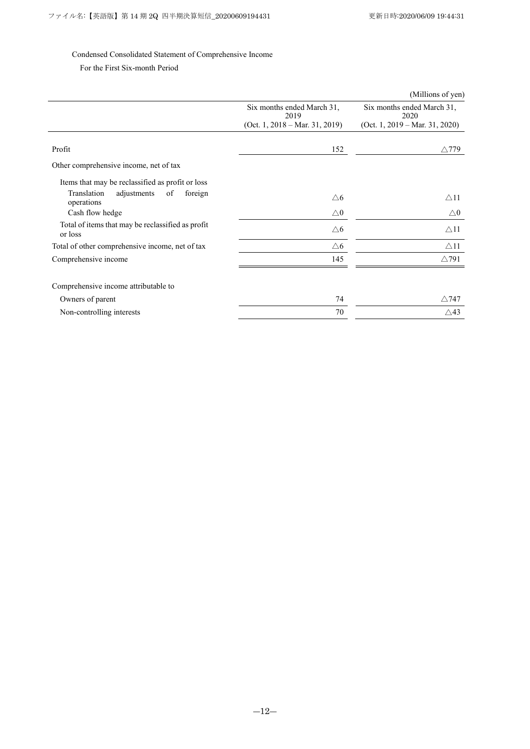Condensed Consolidated Statement of Comprehensive Income

For the First Six-month Period

(Millions of yen)

| | Six months ended March 31, 2019 (Oct. 1, 2018 – Mar. 31, 2019) | Six months ended March 31, 2020 (Oct. 1, 2019 – Mar. 31, 2020) |
|---|---|---|
| Profit | 152 | △779 |
| Other comprehensive income, net of tax | | |
| Items that may be reclassified as profit or loss | | |
| Translation adjustments of foreign operations | △6 | △11 |
| Cash flow hedge | △0 | △0 |
| Total of items that may be reclassified as profit or loss | △6 | △11 |
| Total of other comprehensive income, net of tax | △6 | △11 |
| Comprehensive income | 145 | △791 |
| Comprehensive income attributable to | | |
| Owners of parent | 74 | △747 |
| Non-controlling interests | 70 | △43 |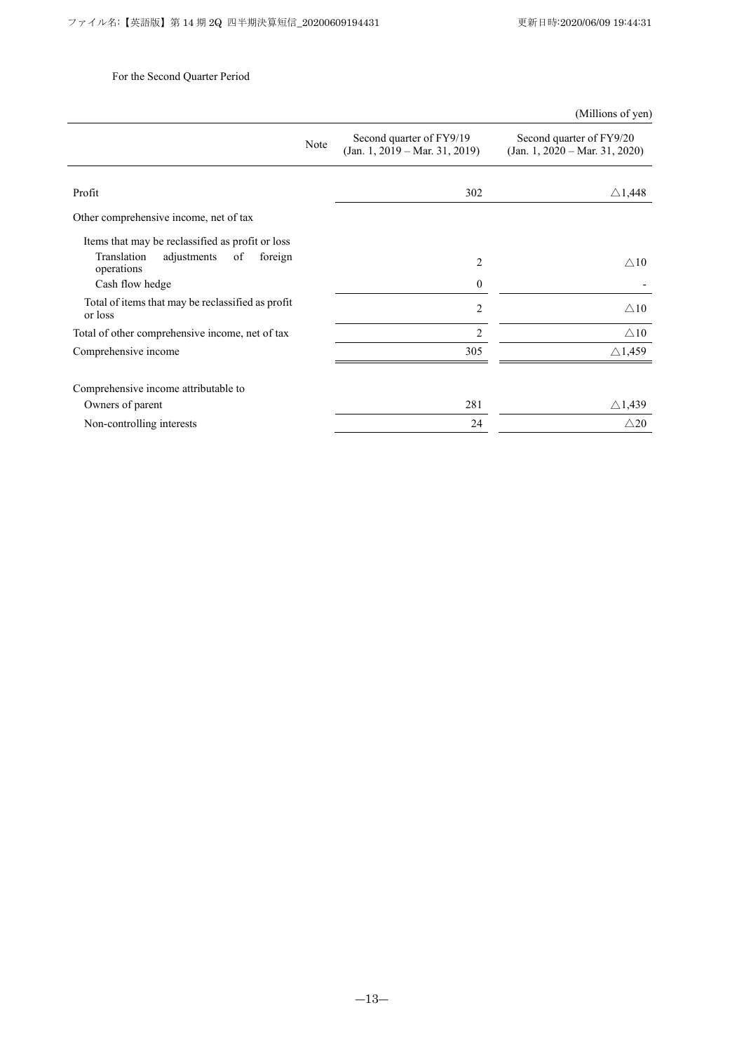For the Second Quarter Period

(Millions of yen)

| | Note | Second quarter of FY9/19 (Jan. 1, 2019 – Mar. 31, 2019) | Second quarter of FY9/20 (Jan. 1, 2020 – Mar. 31, 2020) |
|---|---|---|---|
| Profit | | 302 | △1,448 |
| Other comprehensive income, net of tax | | | |
| Items that may be reclassified as profit or loss | | | |
| Translation adjustments of foreign operations | | 2 | △10 |
| Cash flow hedge | | 0 | - |
| Total of items that may be reclassified as profit or loss | | 2 | △10 |
| Total of other comprehensive income, net of tax | | 2 | △10 |
| Comprehensive income | | 305 | △1,459 |
| Comprehensive income attributable to | | | |
| Owners of parent | | 281 | △1,439 |
| Non-controlling interests | | 24 | △20 |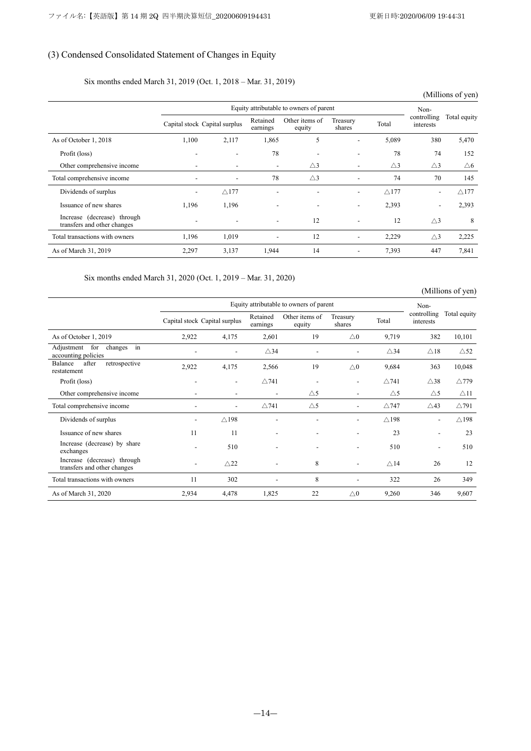## (3) Condensed Consolidated Statement of Changes in Equity

Six months ended March 31, 2019 (Oct. 1, 2018 – Mar. 31, 2019)

(Millions of yen)

| | Equity attributable to owners of parent | | | | | | Non-controlling interests | Total equity |
|---|---|---|---|---|---|---|---|---|
| | Capital stock | Capital surplus | Retained earnings | Other items of equity | Treasury shares | Total | | |
| As of October 1, 2018 | 1,100 | 2,117 | 1,865 | 5 | - | 5,089 | 380 | 5,470 |
| Profit (loss) | - | - | 78 | - | - | 78 | 74 | 152 |
| Other comprehensive income | - | - | - | △3 | - | △3 | △3 | △6 |
| Total comprehensive income | - | - | 78 | △3 | - | 74 | 70 | 145 |
| Dividends of surplus | - | △177 | - | - | - | △177 | - | △177 |
| Issuance of new shares | 1,196 | 1,196 | - | - | - | 2,393 | - | 2,393 |
| Increase (decrease) through transfers and other changes | - | - | - | 12 | - | 12 | △3 | 8 |
| Total transactions with owners | 1,196 | 1,019 | - | 12 | - | 2,229 | △3 | 2,225 |
| As of March 31, 2019 | 2,297 | 3,137 | 1,944 | 14 | - | 7,393 | 447 | 7,841 |

Six months ended March 31, 2020 (Oct. 1, 2019 – Mar. 31, 2020)

(Millions of yen)

| | Equity attributable to owners of parent | | | | | | Non-controlling interests | Total equity |
|---|---|---|---|---|---|---|---|---|
| | Capital stock | Capital surplus | Retained earnings | Other items of equity | Treasury shares | Total | | |
| As of October 1, 2019 | 2,922 | 4,175 | 2,601 | 19 | △0 | 9,719 | 382 | 10,101 |
| Adjustment for changes in accounting policies | - | - | △34 | - | - | △34 | △18 | △52 |
| Balance after retrospective restatement | 2,922 | 4,175 | 2,566 | 19 | △0 | 9,684 | 363 | 10,048 |
| Profit (loss) | - | - | △741 | - | - | △741 | △38 | △779 |
| Other comprehensive income | - | - | - | △5 | - | △5 | △5 | △11 |
| Total comprehensive income | - | - | △741 | △5 | - | △747 | △43 | △791 |
| Dividends of surplus | - | △198 | - | - | - | △198 | - | △198 |
| Issuance of new shares | 11 | 11 | - | - | - | 23 | - | 23 |
| Increase (decrease) by share exchanges | - | 510 | - | - | - | 510 | - | 510 |
| Increase (decrease) through transfers and other changes | - | △22 | - | 8 | - | △14 | 26 | 12 |
| Total transactions with owners | 11 | 302 | - | 8 | - | 322 | 26 | 349 |
| As of March 31, 2020 | 2,934 | 4,478 | 1,825 | 22 | △0 | 9,260 | 346 | 9,607 |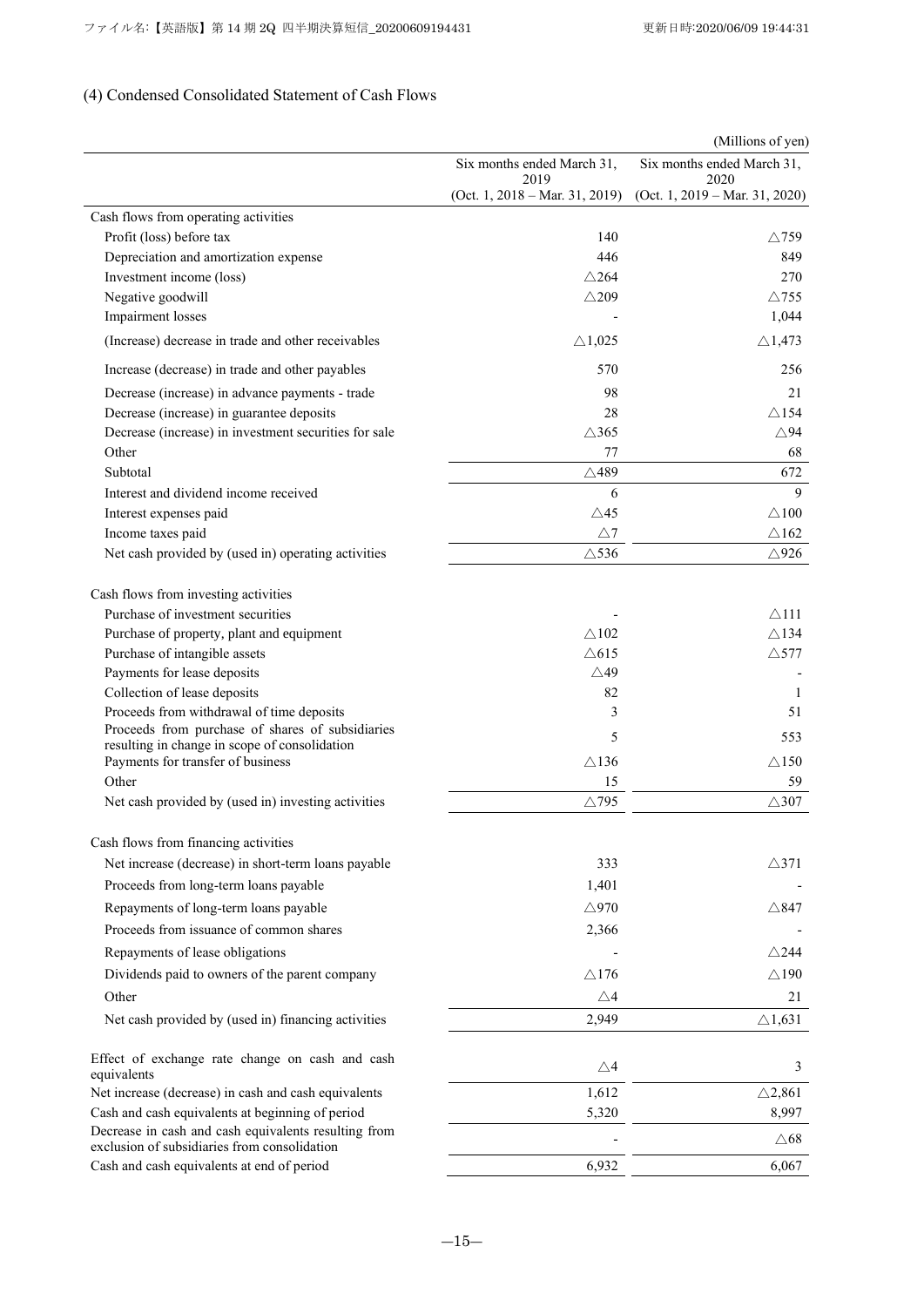## (4) Condensed Consolidated Statement of Cash Flows

(Millions of yen)

| | Six months ended March 31, 2019 (Oct. 1, 2018 – Mar. 31, 2019) | Six months ended March 31, 2020 (Oct. 1, 2019 – Mar. 31, 2020) |
|---|---|---|
| Cash flows from operating activities | | |
| Profit (loss) before tax | 140 | △759 |
| Depreciation and amortization expense | 446 | 849 |
| Investment income (loss) | △264 | 270 |
| Negative goodwill | △209 | △755 |
| Impairment losses | - | 1,044 |
| (Increase) decrease in trade and other receivables | △1,025 | △1,473 |
| Increase (decrease) in trade and other payables | 570 | 256 |
| Decrease (increase) in advance payments - trade | 98 | 21 |
| Decrease (increase) in guarantee deposits | 28 | △154 |
| Decrease (increase) in investment securities for sale | △365 | △94 |
| Other | 77 | 68 |
| Subtotal | △489 | 672 |
| Interest and dividend income received | 6 | 9 |
| Interest expenses paid | △45 | △100 |
| Income taxes paid | △7 | △162 |
| Net cash provided by (used in) operating activities | △536 | △926 |
| Cash flows from investing activities | | |
| Purchase of investment securities | - | △111 |
| Purchase of property, plant and equipment | △102 | △134 |
| Purchase of intangible assets | △615 | △577 |
| Payments for lease deposits | △49 | - |
| Collection of lease deposits | 82 | 1 |
| Proceeds from withdrawal of time deposits | 3 | 51 |
| Proceeds from purchase of shares of subsidiaries resulting in change in scope of consolidation | 5 | 553 |
| Payments for transfer of business | △136 | △150 |
| Other | 15 | 59 |
| Net cash provided by (used in) investing activities | △795 | △307 |
| Cash flows from financing activities | | |
| Net increase (decrease) in short-term loans payable | 333 | △371 |
| Proceeds from long-term loans payable | 1,401 | - |
| Repayments of long-term loans payable | △970 | △847 |
| Proceeds from issuance of common shares | 2,366 | - |
| Repayments of lease obligations | - | △244 |
| Dividends paid to owners of the parent company | △176 | △190 |
| Other | △4 | 21 |
| Net cash provided by (used in) financing activities | 2,949 | △1,631 |
| Effect of exchange rate change on cash and cash equivalents | △4 | 3 |
| Net increase (decrease) in cash and cash equivalents | 1,612 | △2,861 |
| Cash and cash equivalents at beginning of period | 5,320 | 8,997 |
| Decrease in cash and cash equivalents resulting from exclusion of subsidiaries from consolidation | - | △68 |
| Cash and cash equivalents at end of period | 6,932 | 6,067 |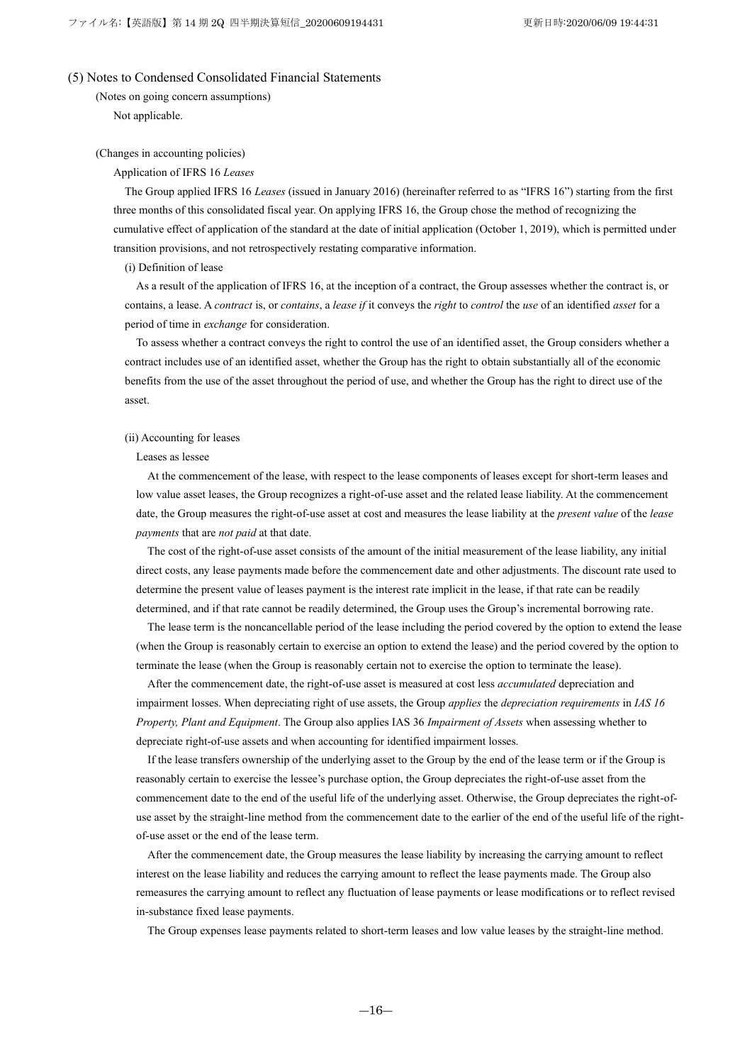## (5) Notes to Condensed Consolidated Financial Statements

(Notes on going concern assumptions)

Not applicable.

(Changes in accounting policies)

Application of IFRS 16 *Leases*

The Group applied IFRS 16 *Leases* (issued in January 2016) (hereinafter referred to as "IFRS 16") starting from the first three months of this consolidated fiscal year. On applying IFRS 16, the Group chose the method of recognizing the cumulative effect of application of the standard at the date of initial application (October 1, 2019), which is permitted under transition provisions, and not retrospectively restating comparative information.

(i) Definition of lease

As a result of the application of IFRS 16, at the inception of a contract, the Group assesses whether the contract is, or contains, a lease. A *contract* is, or *contains*, a *lease if* it conveys the *right* to *control* the *use* of an identified *asset* for a period of time in *exchange* for consideration.

To assess whether a contract conveys the right to control the use of an identified asset, the Group considers whether a contract includes use of an identified asset, whether the Group has the right to obtain substantially all of the economic benefits from the use of the asset throughout the period of use, and whether the Group has the right to direct use of the asset.

(ii) Accounting for leases

Leases as lessee

At the commencement of the lease, with respect to the lease components of leases except for short-term leases and low value asset leases, the Group recognizes a right-of-use asset and the related lease liability. At the commencement date, the Group measures the right-of-use asset at cost and measures the lease liability at the *present value* of the *lease payments* that are *not paid* at that date.

The cost of the right-of-use asset consists of the amount of the initial measurement of the lease liability, any initial direct costs, any lease payments made before the commencement date and other adjustments. The discount rate used to determine the present value of leases payment is the interest rate implicit in the lease, if that rate can be readily determined, and if that rate cannot be readily determined, the Group uses the Group's incremental borrowing rate.

The lease term is the noncancellable period of the lease including the period covered by the option to extend the lease (when the Group is reasonably certain to exercise an option to extend the lease) and the period covered by the option to terminate the lease (when the Group is reasonably certain not to exercise the option to terminate the lease).

After the commencement date, the right-of-use asset is measured at cost less *accumulated* depreciation and impairment losses. When depreciating right of use assets, the Group *applies* the *depreciation requirements* in *IAS 16 Property, Plant and Equipment*. The Group also applies IAS 36 *Impairment of Assets* when assessing whether to depreciate right-of-use assets and when accounting for identified impairment losses.

If the lease transfers ownership of the underlying asset to the Group by the end of the lease term or if the Group is reasonably certain to exercise the lessee's purchase option, the Group depreciates the right-of-use asset from the commencement date to the end of the useful life of the underlying asset. Otherwise, the Group depreciates the right-of-use asset by the straight-line method from the commencement date to the earlier of the end of the useful life of the right-of-use asset or the end of the lease term.

After the commencement date, the Group measures the lease liability by increasing the carrying amount to reflect interest on the lease liability and reduces the carrying amount to reflect the lease payments made. The Group also remeasures the carrying amount to reflect any fluctuation of lease payments or lease modifications or to reflect revised in-substance fixed lease payments.

The Group expenses lease payments related to short-term leases and low value leases by the straight-line method.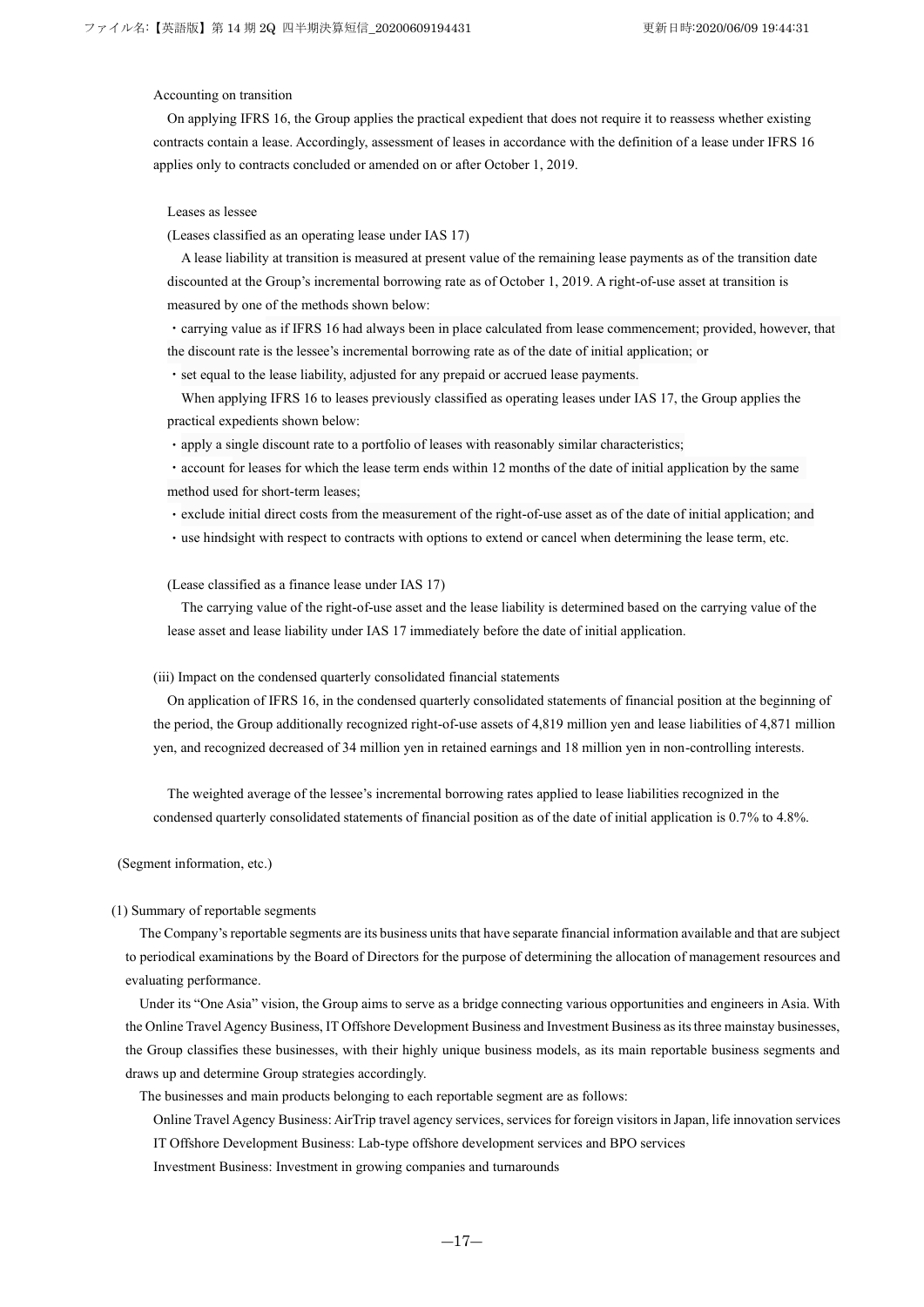Accounting on transition

On applying IFRS 16, the Group applies the practical expedient that does not require it to reassess whether existing contracts contain a lease. Accordingly, assessment of leases in accordance with the definition of a lease under IFRS 16 applies only to contracts concluded or amended on or after October 1, 2019.

Leases as lessee

(Leases classified as an operating lease under IAS 17)

A lease liability at transition is measured at present value of the remaining lease payments as of the transition date discounted at the Group's incremental borrowing rate as of October 1, 2019. A right-of-use asset at transition is measured by one of the methods shown below:

・carrying value as if IFRS 16 had always been in place calculated from lease commencement; provided, however, that the discount rate is the lessee's incremental borrowing rate as of the date of initial application; or

・set equal to the lease liability, adjusted for any prepaid or accrued lease payments.

When applying IFRS 16 to leases previously classified as operating leases under IAS 17, the Group applies the practical expedients shown below:

・apply a single discount rate to a portfolio of leases with reasonably similar characteristics;

・account for leases for which the lease term ends within 12 months of the date of initial application by the same method used for short-term leases;

・exclude initial direct costs from the measurement of the right-of-use asset as of the date of initial application; and

・use hindsight with respect to contracts with options to extend or cancel when determining the lease term, etc.

(Lease classified as a finance lease under IAS 17)

The carrying value of the right-of-use asset and the lease liability is determined based on the carrying value of the lease asset and lease liability under IAS 17 immediately before the date of initial application.

(iii) Impact on the condensed quarterly consolidated financial statements

On application of IFRS 16, in the condensed quarterly consolidated statements of financial position at the beginning of the period, the Group additionally recognized right-of-use assets of 4,819 million yen and lease liabilities of 4,871 million yen, and recognized decreased of 34 million yen in retained earnings and 18 million yen in non-controlling interests.

The weighted average of the lessee's incremental borrowing rates applied to lease liabilities recognized in the condensed quarterly consolidated statements of financial position as of the date of initial application is 0.7% to 4.8%.

(Segment information, etc.)

(1) Summary of reportable segments

The Company's reportable segments are its business units that have separate financial information available and that are subject to periodical examinations by the Board of Directors for the purpose of determining the allocation of management resources and evaluating performance.

Under its "One Asia" vision, the Group aims to serve as a bridge connecting various opportunities and engineers in Asia. With the Online Travel Agency Business, IT Offshore Development Business and Investment Business as its three mainstay businesses, the Group classifies these businesses, with their highly unique business models, as its main reportable business segments and draws up and determine Group strategies accordingly.

The businesses and main products belonging to each reportable segment are as follows:

Online Travel Agency Business: AirTrip travel agency services, services for foreign visitors in Japan, life innovation services

IT Offshore Development Business: Lab-type offshore development services and BPO services

Investment Business: Investment in growing companies and turnarounds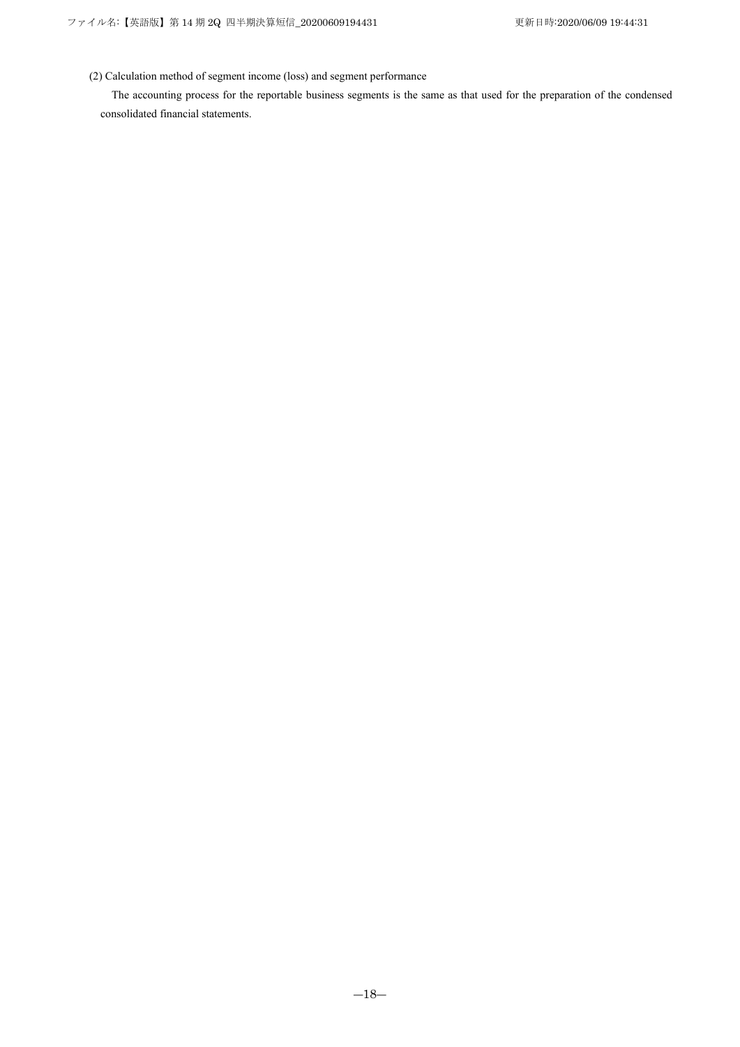(2) Calculation method of segment income (loss) and segment performance

The accounting process for the reportable business segments is the same as that used for the preparation of the condensed consolidated financial statements.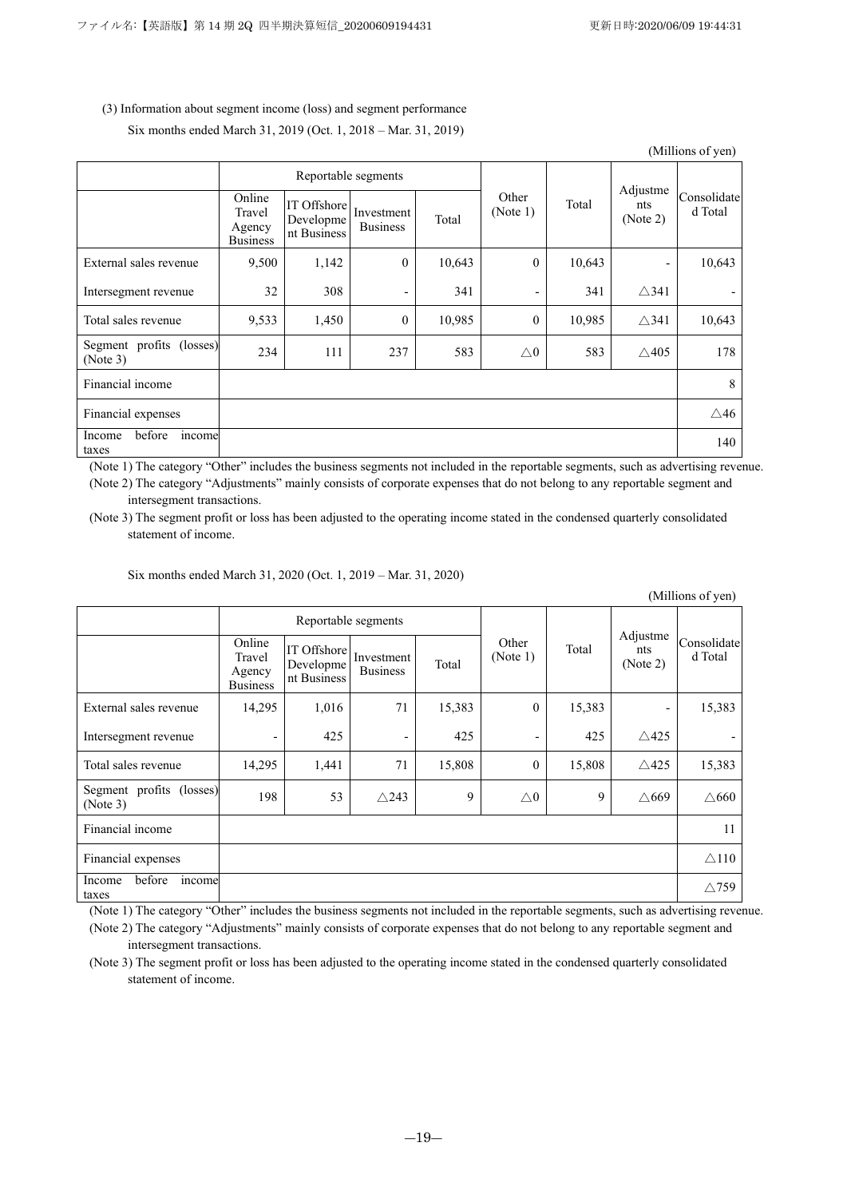(3) Information about segment income (loss) and segment performance

Six months ended March 31, 2019 (Oct. 1, 2018 – Mar. 31, 2019)

(Millions of yen)

| | Reportable segments | | | | Other (Note 1) | Total | Adjustments (Note 2) | Consolidated Total |
|---|---|---|---|---|---|---|---|---|
| | Online Travel Agency Business | IT Offshore Development Business | Investment Business | Total | | | | |
| External sales revenue | 9,500 | 1,142 | 0 | 10,643 | 0 | 10,643 | - | 10,643 |
| Intersegment revenue | 32 | 308 | - | 341 | - | 341 | △341 | - |
| Total sales revenue | 9,533 | 1,450 | 0 | 10,985 | 0 | 10,985 | △341 | 10,643 |
| Segment profits (losses) (Note 3) | 234 | 111 | 237 | 583 | △0 | 583 | △405 | 178 |
| Financial income | | | | | | | | 8 |
| Financial expenses | | | | | | | | △46 |
| Income before income taxes | | | | | | | | 140 |

(Note 1) The category "Other" includes the business segments not included in the reportable segments, such as advertising revenue.

(Note 2) The category "Adjustments" mainly consists of corporate expenses that do not belong to any reportable segment and intersegment transactions.

(Note 3) The segment profit or loss has been adjusted to the operating income stated in the condensed quarterly consolidated statement of income.

Six months ended March 31, 2020 (Oct. 1, 2019 – Mar. 31, 2020)

(Millions of yen)

| | Reportable segments | | | | Other (Note 1) | Total | Adjustments (Note 2) | Consolidated Total |
|---|---|---|---|---|---|---|---|---|
| | Online Travel Agency Business | IT Offshore Development Business | Investment Business | Total | | | | |
| External sales revenue | 14,295 | 1,016 | 71 | 15,383 | 0 | 15,383 | - | 15,383 |
| Intersegment revenue | - | 425 | - | 425 | - | 425 | △425 | - |
| Total sales revenue | 14,295 | 1,441 | 71 | 15,808 | 0 | 15,808 | △425 | 15,383 |
| Segment profits (losses) (Note 3) | 198 | 53 | △243 | 9 | △0 | 9 | △669 | △660 |
| Financial income | | | | | | | | 11 |
| Financial expenses | | | | | | | | △110 |
| Income before income taxes | | | | | | | | △759 |

(Note 1) The category "Other" includes the business segments not included in the reportable segments, such as advertising revenue.

(Note 2) The category "Adjustments" mainly consists of corporate expenses that do not belong to any reportable segment and intersegment transactions.

(Note 3) The segment profit or loss has been adjusted to the operating income stated in the condensed quarterly consolidated statement of income.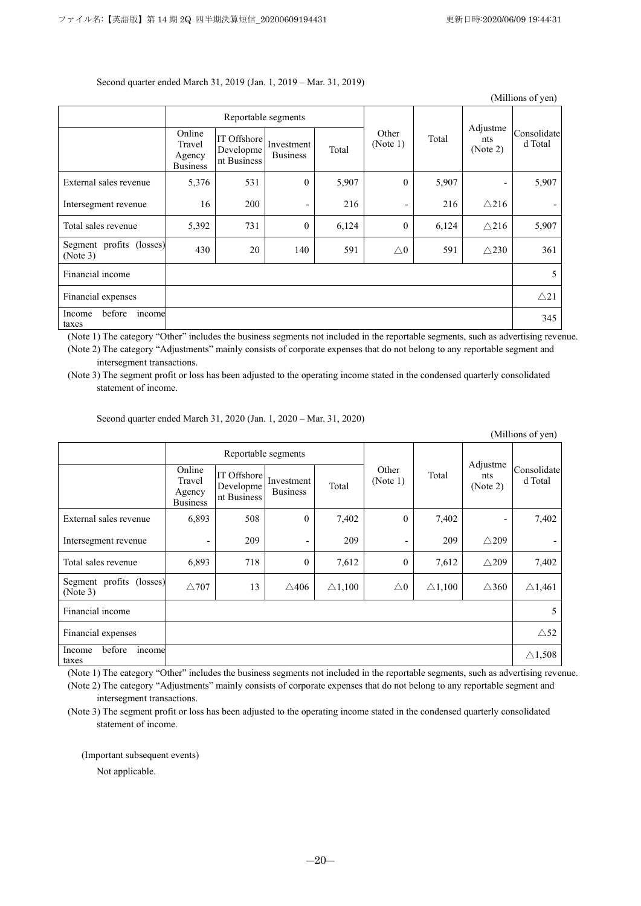Second quarter ended March 31, 2019 (Jan. 1, 2019 – Mar. 31, 2019)

(Millions of yen)

| | Reportable segments | | | | Other (Note 1) | Total | Adjustments (Note 2) | Consolidated Total |
|---|---|---|---|---|---|---|---|---|
| | Online Travel Agency Business | IT Offshore Development Business | Investment Business | Total | | | | |
| External sales revenue | 5,376 | 531 | 0 | 5,907 | 0 | 5,907 | - | 5,907 |
| Intersegment revenue | 16 | 200 | - | 216 | - | 216 | △216 | - |
| Total sales revenue | 5,392 | 731 | 0 | 6,124 | 0 | 6,124 | △216 | 5,907 |
| Segment profits (losses) (Note 3) | 430 | 20 | 140 | 591 | △0 | 591 | △230 | 361 |
| Financial income | | | | | | | | 5 |
| Financial expenses | | | | | | | | △21 |
| Income before income taxes | | | | | | | | 345 |

(Note 1) The category "Other" includes the business segments not included in the reportable segments, such as advertising revenue.

(Note 2) The category "Adjustments" mainly consists of corporate expenses that do not belong to any reportable segment and intersegment transactions.

(Note 3) The segment profit or loss has been adjusted to the operating income stated in the condensed quarterly consolidated statement of income.

Second quarter ended March 31, 2020 (Jan. 1, 2020 – Mar. 31, 2020)

(Millions of yen)

| | Reportable segments | | | | Other (Note 1) | Total | Adjustments (Note 2) | Consolidated Total |
|---|---|---|---|---|---|---|---|---|
| | Online Travel Agency Business | IT Offshore Development Business | Investment Business | Total | | | | |
| External sales revenue | 6,893 | 508 | 0 | 7,402 | 0 | 7,402 | - | 7,402 |
| Intersegment revenue | - | 209 | - | 209 | - | 209 | △209 | - |
| Total sales revenue | 6,893 | 718 | 0 | 7,612 | 0 | 7,612 | △209 | 7,402 |
| Segment profits (losses) (Note 3) | △707 | 13 | △406 | △1,100 | △0 | △1,100 | △360 | △1,461 |
| Financial income | | | | | | | | 5 |
| Financial expenses | | | | | | | | △52 |
| Income before income taxes | | | | | | | | △1,508 |

(Note 1) The category "Other" includes the business segments not included in the reportable segments, such as advertising revenue.

(Note 2) The category "Adjustments" mainly consists of corporate expenses that do not belong to any reportable segment and intersegment transactions.

(Note 3) The segment profit or loss has been adjusted to the operating income stated in the condensed quarterly consolidated statement of income.

(Important subsequent events)

Not applicable.